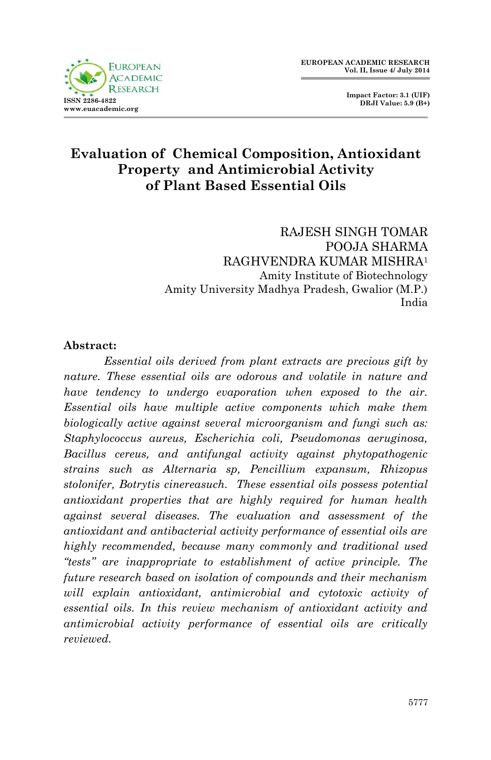# Evaluation of Chemical Composition, Antioxidant Property and Antimicrobial Activity of Plant Based Essential Oils

RAJESH SINGH TOMAR
POOJA SHARMA
RAGHVENDRA KUMAR MISHRA[1]
Amity Institute of Biotechnology
Amity University Madhya Pradesh, Gwalior (M.P.)
India

**Abstract:**

*Essential oils derived from plant extracts are precious gift by nature. These essential oils are odorous and volatile in nature and have tendency to undergo evaporation when exposed to the air. Essential oils have multiple active components which make them biologically active against several microorganism and fungi such as: Staphylococcus aureus, Escherichia coli, Pseudomonas aeruginosa, Bacillus cereus, and antifungal activity against phytopathogenic strains such as Alternaria sp, Pencillium expansum, Rhizopus stolonifer, Botrytis cinereasuch. These essential oils possess potential antioxidant properties that are highly required for human health against several diseases. The evaluation and assessment of the antioxidant and antibacterial activity performance of essential oils are highly recommended, because many commonly and traditional used "tests" are inappropriate to establishment of active principle. The future research based on isolation of compounds and their mechanism will explain antioxidant, antimicrobial and cytotoxic activity of essential oils. In this review mechanism of antioxidant activity and antimicrobial activity performance of essential oils are critically reviewed.*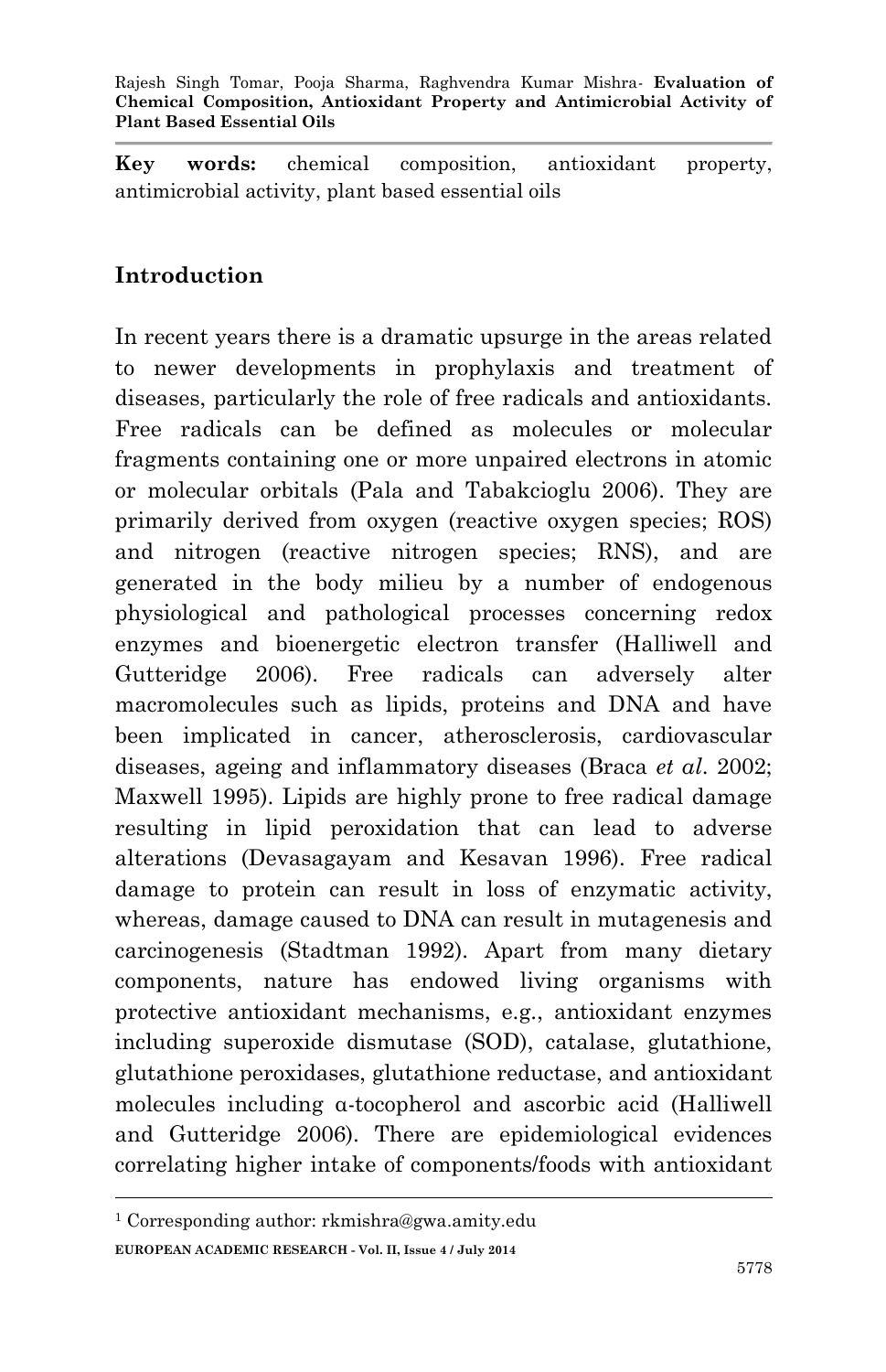**Key words:** chemical composition, antioxidant property, antimicrobial activity, plant based essential oils

## Introduction

In recent years there is a dramatic upsurge in the areas related to newer developments in prophylaxis and treatment of diseases, particularly the role of free radicals and antioxidants. Free radicals can be defined as molecules or molecular fragments containing one or more unpaired electrons in atomic or molecular orbitals (Pala and Tabakcioglu 2006). They are primarily derived from oxygen (reactive oxygen species; ROS) and nitrogen (reactive nitrogen species; RNS), and are generated in the body milieu by a number of endogenous physiological and pathological processes concerning redox enzymes and bioenergetic electron transfer (Halliwell and Gutteridge 2006). Free radicals can adversely alter macromolecules such as lipids, proteins and DNA and have been implicated in cancer, atherosclerosis, cardiovascular diseases, ageing and inflammatory diseases (Braca *et al.* 2002; Maxwell 1995). Lipids are highly prone to free radical damage resulting in lipid peroxidation that can lead to adverse alterations (Devasagayam and Kesavan 1996). Free radical damage to protein can result in loss of enzymatic activity, whereas, damage caused to DNA can result in mutagenesis and carcinogenesis (Stadtman 1992). Apart from many dietary components, nature has endowed living organisms with protective antioxidant mechanisms, e.g., antioxidant enzymes including superoxide dismutase (SOD), catalase, glutathione, glutathione peroxidases, glutathione reductase, and antioxidant molecules including α-tocopherol and ascorbic acid (Halliwell and Gutteridge 2006). There are epidemiological evidences correlating higher intake of components/foods with antioxidant

[1] Corresponding author: rkmishra@gwa.amity.edu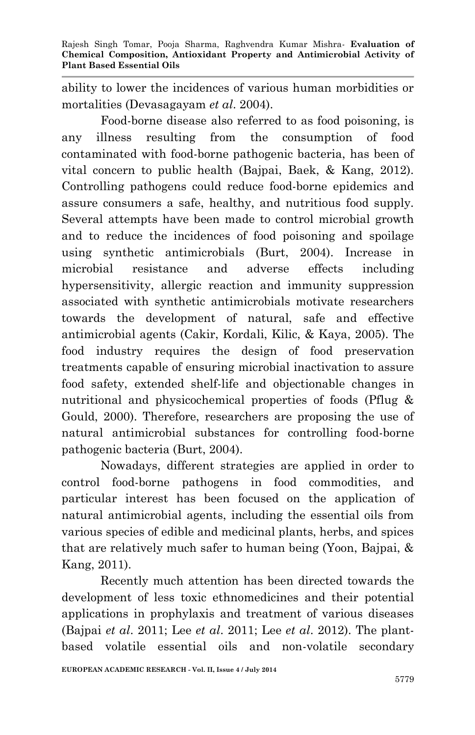ability to lower the incidences of various human morbidities or mortalities (Devasagayam *et al*. 2004).

Food-borne disease also referred to as food poisoning, is any illness resulting from the consumption of food contaminated with food-borne pathogenic bacteria, has been of vital concern to public health (Bajpai, Baek, & Kang, 2012). Controlling pathogens could reduce food-borne epidemics and assure consumers a safe, healthy, and nutritious food supply. Several attempts have been made to control microbial growth and to reduce the incidences of food poisoning and spoilage using synthetic antimicrobials (Burt, 2004). Increase in microbial resistance and adverse effects including hypersensitivity, allergic reaction and immunity suppression associated with synthetic antimicrobials motivate researchers towards the development of natural, safe and effective antimicrobial agents (Cakir, Kordali, Kilic, & Kaya, 2005). The food industry requires the design of food preservation treatments capable of ensuring microbial inactivation to assure food safety, extended shelf-life and objectionable changes in nutritional and physicochemical properties of foods (Pflug & Gould, 2000). Therefore, researchers are proposing the use of natural antimicrobial substances for controlling food-borne pathogenic bacteria (Burt, 2004).

Nowadays, different strategies are applied in order to control food-borne pathogens in food commodities, and particular interest has been focused on the application of natural antimicrobial agents, including the essential oils from various species of edible and medicinal plants, herbs, and spices that are relatively much safer to human being (Yoon, Bajpai, & Kang, 2011).

Recently much attention has been directed towards the development of less toxic ethnomedicines and their potential applications in prophylaxis and treatment of various diseases (Bajpai *et al*. 2011; Lee *et al*. 2011; Lee *et al*. 2012). The plant-based volatile essential oils and non-volatile secondary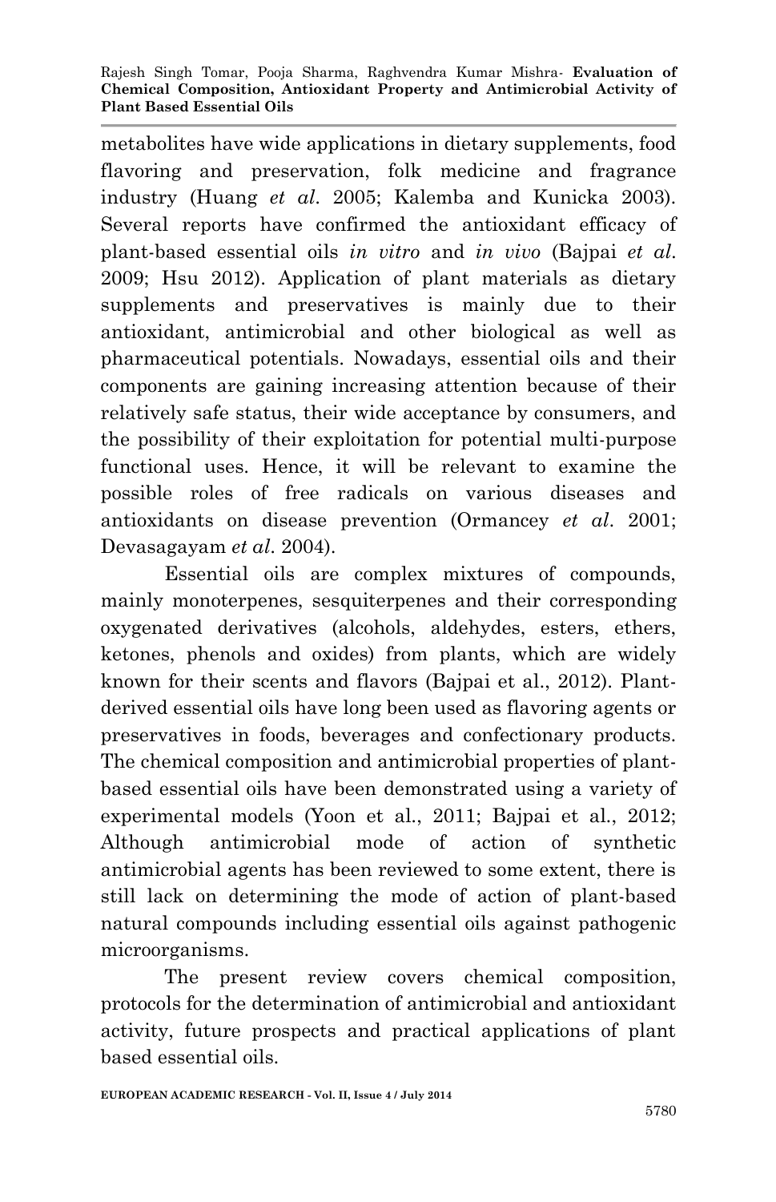metabolites have wide applications in dietary supplements, food flavoring and preservation, folk medicine and fragrance industry (Huang *et al*. 2005; Kalemba and Kunicka 2003). Several reports have confirmed the antioxidant efficacy of plant-based essential oils *in vitro* and *in vivo* (Bajpai *et al*. 2009; Hsu 2012). Application of plant materials as dietary supplements and preservatives is mainly due to their antioxidant, antimicrobial and other biological as well as pharmaceutical potentials. Nowadays, essential oils and their components are gaining increasing attention because of their relatively safe status, their wide acceptance by consumers, and the possibility of their exploitation for potential multi-purpose functional uses. Hence, it will be relevant to examine the possible roles of free radicals on various diseases and antioxidants on disease prevention (Ormancey *et al*. 2001; Devasagayam *et al*. 2004).

Essential oils are complex mixtures of compounds, mainly monoterpenes, sesquiterpenes and their corresponding oxygenated derivatives (alcohols, aldehydes, esters, ethers, ketones, phenols and oxides) from plants, which are widely known for their scents and flavors (Bajpai et al., 2012). Plant-derived essential oils have long been used as flavoring agents or preservatives in foods, beverages and confectionary products. The chemical composition and antimicrobial properties of plant-based essential oils have been demonstrated using a variety of experimental models (Yoon et al., 2011; Bajpai et al., 2012; Although antimicrobial mode of action of synthetic antimicrobial agents has been reviewed to some extent, there is still lack on determining the mode of action of plant-based natural compounds including essential oils against pathogenic microorganisms.

The present review covers chemical composition, protocols for the determination of antimicrobial and antioxidant activity, future prospects and practical applications of plant based essential oils.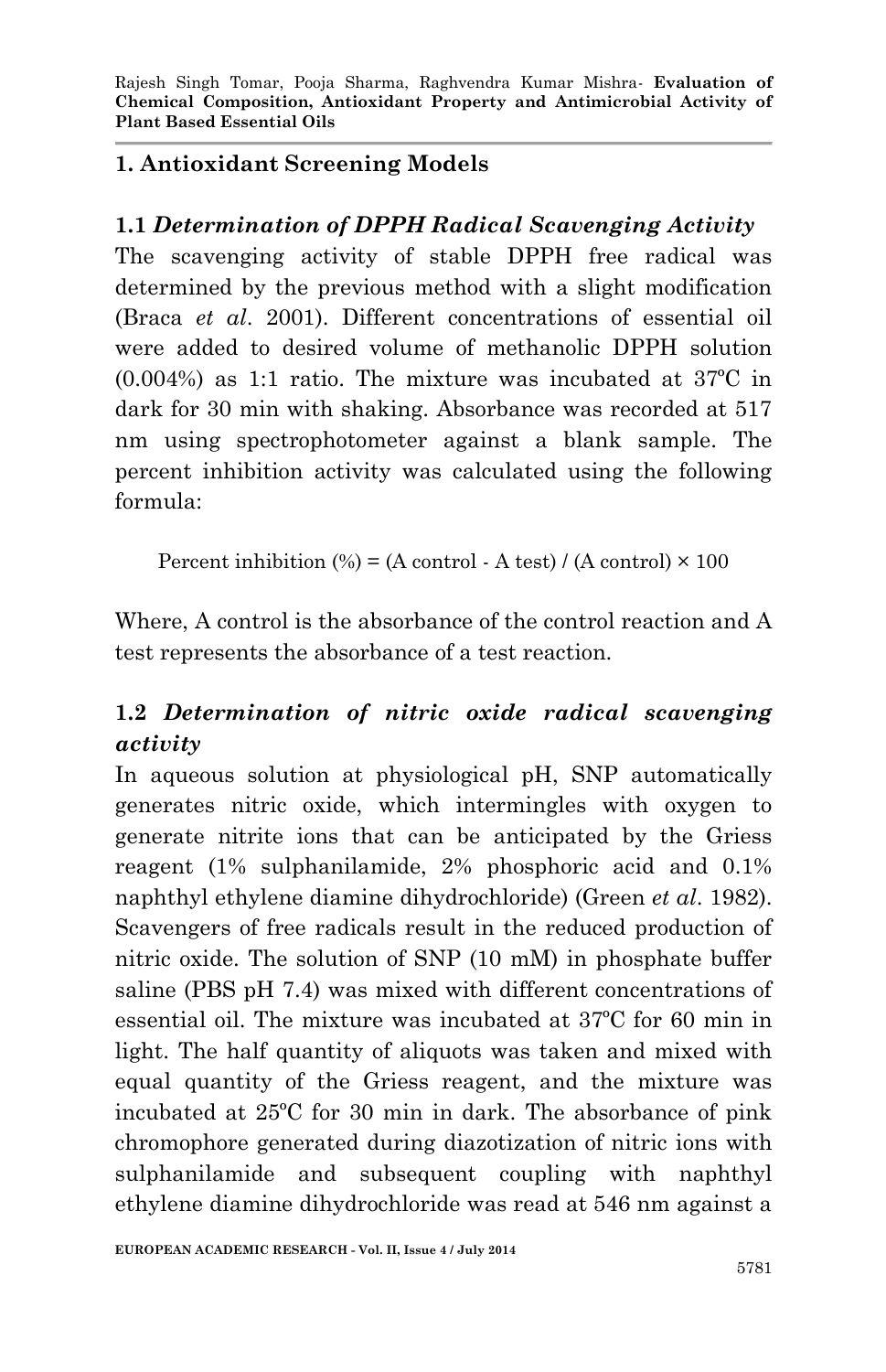## 1. Antioxidant Screening Models

### 1.1 *Determination of DPPH Radical Scavenging Activity*

The scavenging activity of stable DPPH free radical was determined by the previous method with a slight modification (Braca *et al*. 2001). Different concentrations of essential oil were added to desired volume of methanolic DPPH solution (0.004%) as 1:1 ratio. The mixture was incubated at 37ºC in dark for 30 min with shaking. Absorbance was recorded at 517 nm using spectrophotometer against a blank sample. The percent inhibition activity was calculated using the following formula:

$$\text{Percent inhibition (\%)} = (\text{A control} - \text{A test}) / (\text{A control}) \times 100$$

Where, A control is the absorbance of the control reaction and A test represents the absorbance of a test reaction.

### 1.2 *Determination of nitric oxide radical scavenging activity*

In aqueous solution at physiological pH, SNP automatically generates nitric oxide, which intermingles with oxygen to generate nitrite ions that can be anticipated by the Griess reagent (1% sulphanilamide, 2% phosphoric acid and 0.1% naphthyl ethylene diamine dihydrochloride) (Green *et al*. 1982). Scavengers of free radicals result in the reduced production of nitric oxide. The solution of SNP (10 mM) in phosphate buffer saline (PBS pH 7.4) was mixed with different concentrations of essential oil. The mixture was incubated at 37ºC for 60 min in light. The half quantity of aliquots was taken and mixed with equal quantity of the Griess reagent, and the mixture was incubated at 25ºC for 30 min in dark. The absorbance of pink chromophore generated during diazotization of nitric ions with sulphanilamide and subsequent coupling with naphthyl ethylene diamine dihydrochloride was read at 546 nm against a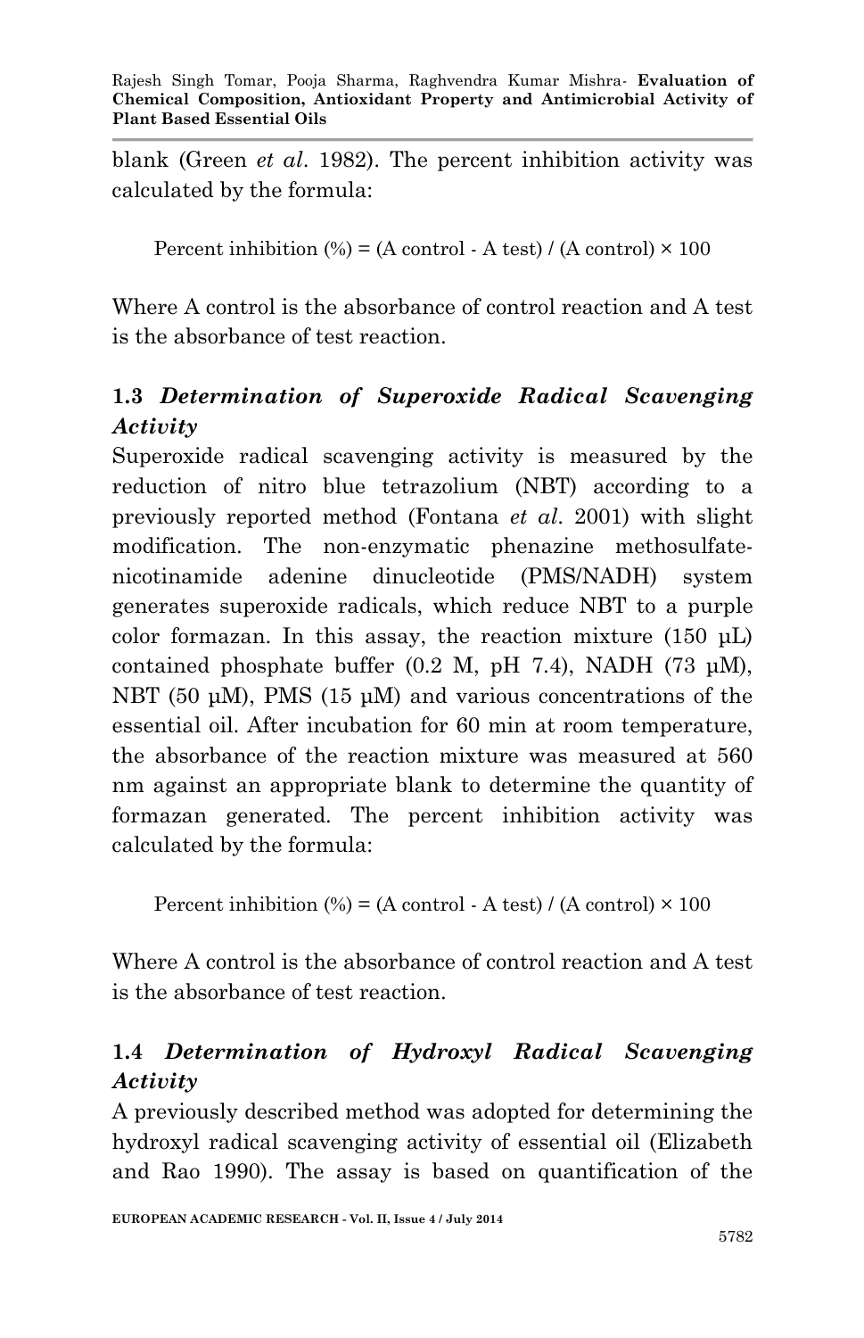blank (Green *et al*. 1982). The percent inhibition activity was calculated by the formula:

Percent inhibition (%) = (A control - A test) / (A control) × 100

Where A control is the absorbance of control reaction and A test is the absorbance of test reaction.

## 1.3 *Determination of Superoxide Radical Scavenging Activity*

Superoxide radical scavenging activity is measured by the reduction of nitro blue tetrazolium (NBT) according to a previously reported method (Fontana *et al*. 2001) with slight modification. The non-enzymatic phenazine methosulfate-nicotinamide adenine dinucleotide (PMS/NADH) system generates superoxide radicals, which reduce NBT to a purple color formazan. In this assay, the reaction mixture (150 µL) contained phosphate buffer (0.2 M, pH 7.4), NADH (73 µM), NBT (50 µM), PMS (15 µM) and various concentrations of the essential oil. After incubation for 60 min at room temperature, the absorbance of the reaction mixture was measured at 560 nm against an appropriate blank to determine the quantity of formazan generated. The percent inhibition activity was calculated by the formula:

Percent inhibition (%) = (A control - A test) / (A control) × 100

Where A control is the absorbance of control reaction and A test is the absorbance of test reaction.

## 1.4 *Determination of Hydroxyl Radical Scavenging Activity*

A previously described method was adopted for determining the hydroxyl radical scavenging activity of essential oil (Elizabeth and Rao 1990). The assay is based on quantification of the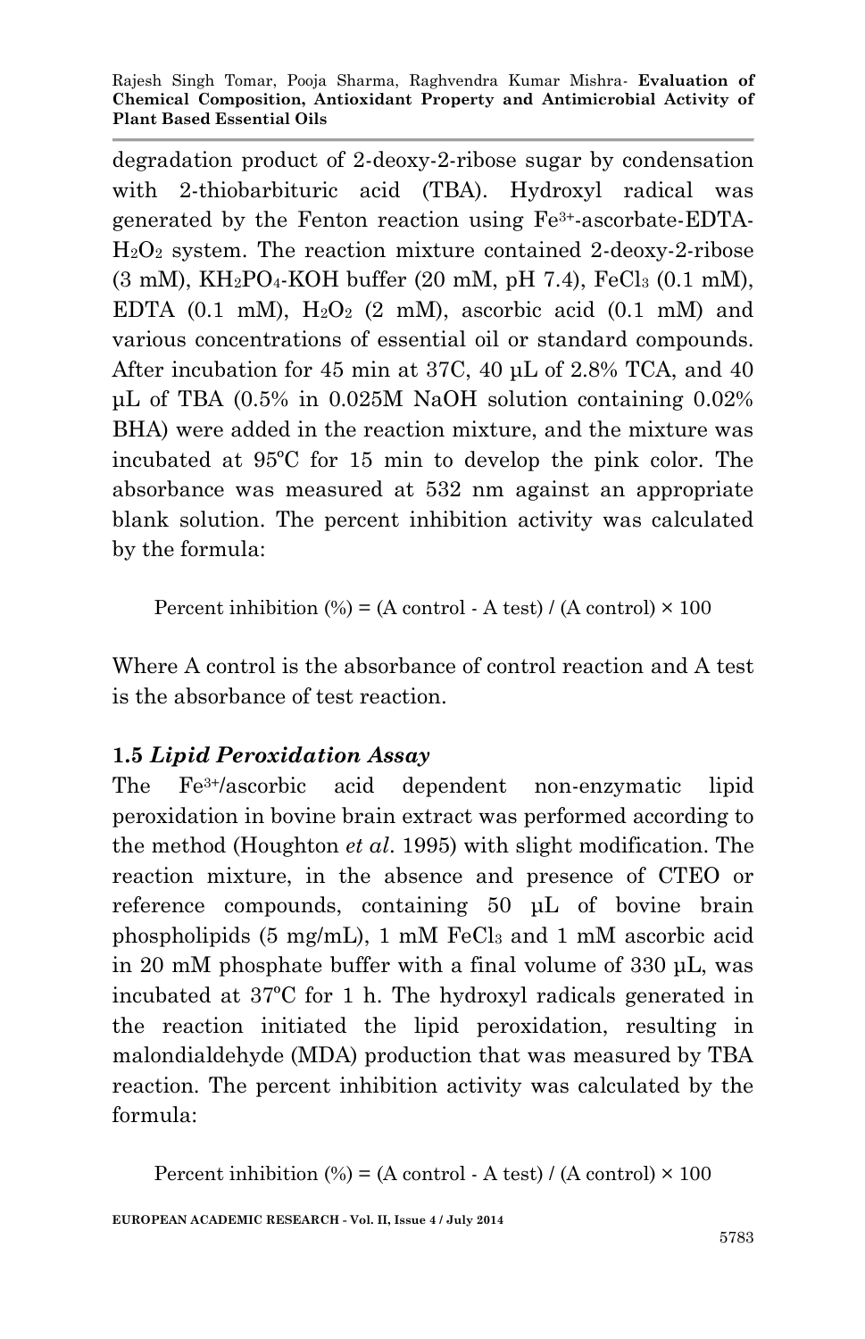degradation product of 2-deoxy-2-ribose sugar by condensation with 2-thiobarbituric acid (TBA). Hydroxyl radical was generated by the Fenton reaction using $Fe^{3+}$-ascorbate-EDTA-$H_2O_2$ system. The reaction mixture contained 2-deoxy-2-ribose (3 mM), $KH_2PO_4$-KOH buffer (20 mM, pH 7.4), $FeCl_3$ (0.1 mM), EDTA (0.1 mM), $H_2O_2$ (2 mM), ascorbic acid (0.1 mM) and various concentrations of essential oil or standard compounds. After incubation for 45 min at 37C, 40 µL of 2.8% TCA, and 40 µL of TBA (0.5% in 0.025M NaOH solution containing 0.02% BHA) were added in the reaction mixture, and the mixture was incubated at 95ºC for 15 min to develop the pink color. The absorbance was measured at 532 nm against an appropriate blank solution. The percent inhibition activity was calculated by the formula:

$$\text{Percent inhibition (\%)} = (\text{A control} - \text{A test}) / (\text{A control}) \times 100$$

Where A control is the absorbance of control reaction and A test is the absorbance of test reaction.

### 1.5 *Lipid Peroxidation Assay*

The $Fe^{3+}$/ascorbic acid dependent non-enzymatic lipid peroxidation in bovine brain extract was performed according to the method (Houghton *et al*. 1995) with slight modification. The reaction mixture, in the absence and presence of CTEO or reference compounds, containing 50 µL of bovine brain phospholipids (5 mg/mL), 1 mM $FeCl_3$ and 1 mM ascorbic acid in 20 mM phosphate buffer with a final volume of 330 µL, was incubated at 37ºC for 1 h. The hydroxyl radicals generated in the reaction initiated the lipid peroxidation, resulting in malondialdehyde (MDA) production that was measured by TBA reaction. The percent inhibition activity was calculated by the formula:

$$\text{Percent inhibition (\%)} = (\text{A control} - \text{A test}) / (\text{A control}) \times 100$$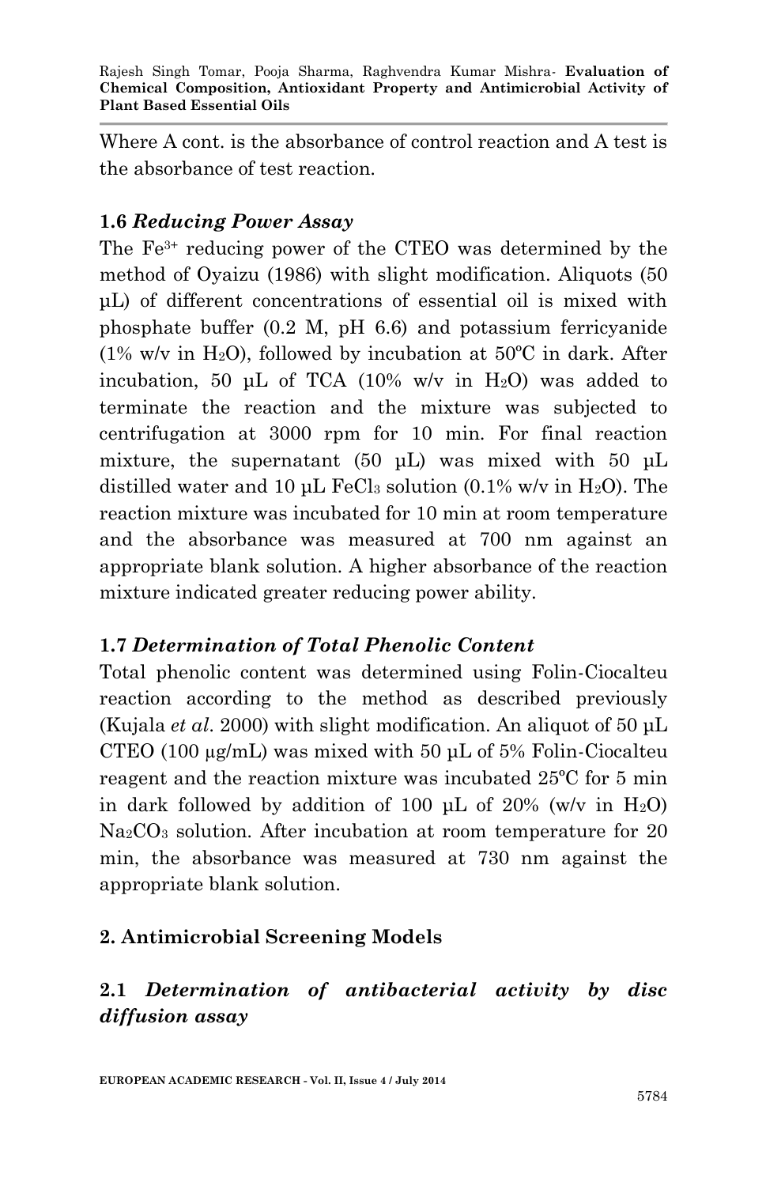Where A cont. is the absorbance of control reaction and A test is the absorbance of test reaction.

### 1.6 *Reducing Power Assay*

The $Fe^{3+}$ reducing power of the CTEO was determined by the method of Oyaizu (1986) with slight modification. Aliquots (50 µL) of different concentrations of essential oil is mixed with phosphate buffer (0.2 M, pH 6.6) and potassium ferricyanide (1% w/v in $H_2O$), followed by incubation at 50ºC in dark. After incubation, 50 µL of TCA (10% w/v in $H_2O$) was added to terminate the reaction and the mixture was subjected to centrifugation at 3000 rpm for 10 min. For final reaction mixture, the supernatant (50 µL) was mixed with 50 µL distilled water and 10 µL $FeCl_3$ solution (0.1% w/v in $H_2O$). The reaction mixture was incubated for 10 min at room temperature and the absorbance was measured at 700 nm against an appropriate blank solution. A higher absorbance of the reaction mixture indicated greater reducing power ability.

### 1.7 *Determination of Total Phenolic Content*

Total phenolic content was determined using Folin-Ciocalteu reaction according to the method as described previously (Kujala *et al*. 2000) with slight modification. An aliquot of 50 µL CTEO (100 µg/mL) was mixed with 50 µL of 5% Folin-Ciocalteu reagent and the reaction mixture was incubated 25ºC for 5 min in dark followed by addition of 100 µL of 20% (w/v in $H_2O$) $Na_2CO_3$ solution. After incubation at room temperature for 20 min, the absorbance was measured at 730 nm against the appropriate blank solution.

## 2. Antimicrobial Screening Models

### 2.1 *Determination of antibacterial activity by disc diffusion assay*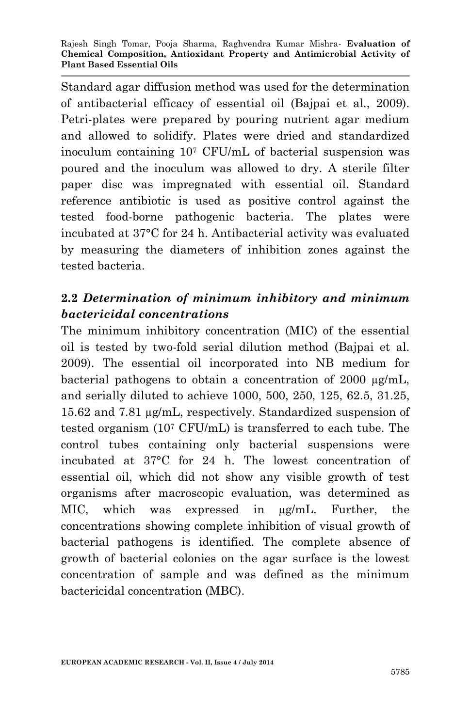Standard agar diffusion method was used for the determination of antibacterial efficacy of essential oil (Bajpai et al., 2009). Petri-plates were prepared by pouring nutrient agar medium and allowed to solidify. Plates were dried and standardized inoculum containing $10^7$ CFU/mL of bacterial suspension was poured and the inoculum was allowed to dry. A sterile filter paper disc was impregnated with essential oil. Standard reference antibiotic is used as positive control against the tested food-borne pathogenic bacteria. The plates were incubated at 37°C for 24 h. Antibacterial activity was evaluated by measuring the diameters of inhibition zones against the tested bacteria.

### 2.2 *Determination of minimum inhibitory and minimum bactericidal concentrations*

The minimum inhibitory concentration (MIC) of the essential oil is tested by two-fold serial dilution method (Bajpai et al. 2009). The essential oil incorporated into NB medium for bacterial pathogens to obtain a concentration of 2000 μg/mL, and serially diluted to achieve 1000, 500, 250, 125, 62.5, 31.25, 15.62 and 7.81 μg/mL, respectively. Standardized suspension of tested organism ($10^7$ CFU/mL) is transferred to each tube. The control tubes containing only bacterial suspensions were incubated at 37°C for 24 h. The lowest concentration of essential oil, which did not show any visible growth of test organisms after macroscopic evaluation, was determined as MIC, which was expressed in μg/mL. Further, the concentrations showing complete inhibition of visual growth of bacterial pathogens is identified. The complete absence of growth of bacterial colonies on the agar surface is the lowest concentration of sample and was defined as the minimum bactericidal concentration (MBC).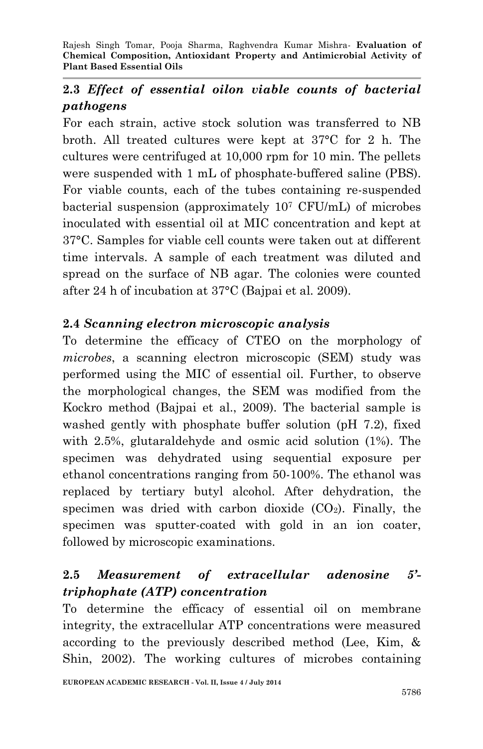## 2.3 *Effect of essential oilon viable counts of bacterial pathogens*

For each strain, active stock solution was transferred to NB broth. All treated cultures were kept at 37°C for 2 h. The cultures were centrifuged at 10,000 rpm for 10 min. The pellets were suspended with 1 mL of phosphate-buffered saline (PBS). For viable counts, each of the tubes containing re-suspended bacterial suspension (approximately $10^7$ CFU/mL) of microbes inoculated with essential oil at MIC concentration and kept at 37°C. Samples for viable cell counts were taken out at different time intervals. A sample of each treatment was diluted and spread on the surface of NB agar. The colonies were counted after 24 h of incubation at 37°C (Bajpai et al. 2009).

## 2.4 *Scanning electron microscopic analysis*

To determine the efficacy of CTEO on the morphology of *microbes*, a scanning electron microscopic (SEM) study was performed using the MIC of essential oil. Further, to observe the morphological changes, the SEM was modified from the Kockro method (Bajpai et al., 2009). The bacterial sample is washed gently with phosphate buffer solution (pH 7.2), fixed with 2.5%, glutaraldehyde and osmic acid solution (1%). The specimen was dehydrated using sequential exposure per ethanol concentrations ranging from 50-100%. The ethanol was replaced by tertiary butyl alcohol. After dehydration, the specimen was dried with carbon dioxide ($CO_2$). Finally, the specimen was sputter-coated with gold in an ion coater, followed by microscopic examinations.

## 2.5 *Measurement of extracellular adenosine 5'-triphophate (ATP) concentration*

To determine the efficacy of essential oil on membrane integrity, the extracellular ATP concentrations were measured according to the previously described method (Lee, Kim, & Shin, 2002). The working cultures of microbes containing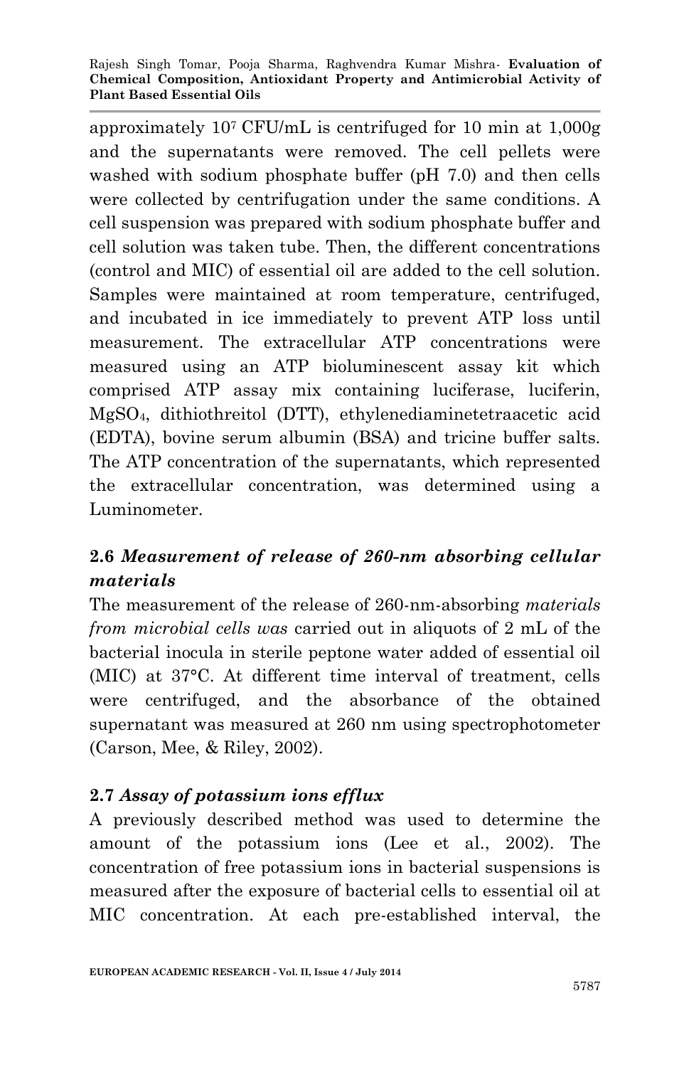approximately $10^7$ CFU/mL is centrifuged for 10 min at 1,000g and the supernatants were removed. The cell pellets were washed with sodium phosphate buffer (pH 7.0) and then cells were collected by centrifugation under the same conditions. A cell suspension was prepared with sodium phosphate buffer and cell solution was taken tube. Then, the different concentrations (control and MIC) of essential oil are added to the cell solution. Samples were maintained at room temperature, centrifuged, and incubated in ice immediately to prevent ATP loss until measurement. The extracellular ATP concentrations were measured using an ATP bioluminescent assay kit which comprised ATP assay mix containing luciferase, luciferin, $MgSO_4$, dithiothreitol (DTT), ethylenediaminetetraacetic acid (EDTA), bovine serum albumin (BSA) and tricine buffer salts. The ATP concentration of the supernatants, which represented the extracellular concentration, was determined using a Luminometer.

### 2.6 *Measurement of release of 260-nm absorbing cellular materials*

The measurement of the release of 260-nm-absorbing *materials from microbial cells was* carried out in aliquots of 2 mL of the bacterial inocula in sterile peptone water added of essential oil (MIC) at 37°C. At different time interval of treatment, cells were centrifuged, and the absorbance of the obtained supernatant was measured at 260 nm using spectrophotometer (Carson, Mee, & Riley, 2002).

### 2.7 *Assay of potassium ions efflux*

A previously described method was used to determine the amount of the potassium ions (Lee et al., 2002). The concentration of free potassium ions in bacterial suspensions is measured after the exposure of bacterial cells to essential oil at MIC concentration. At each pre-established interval, the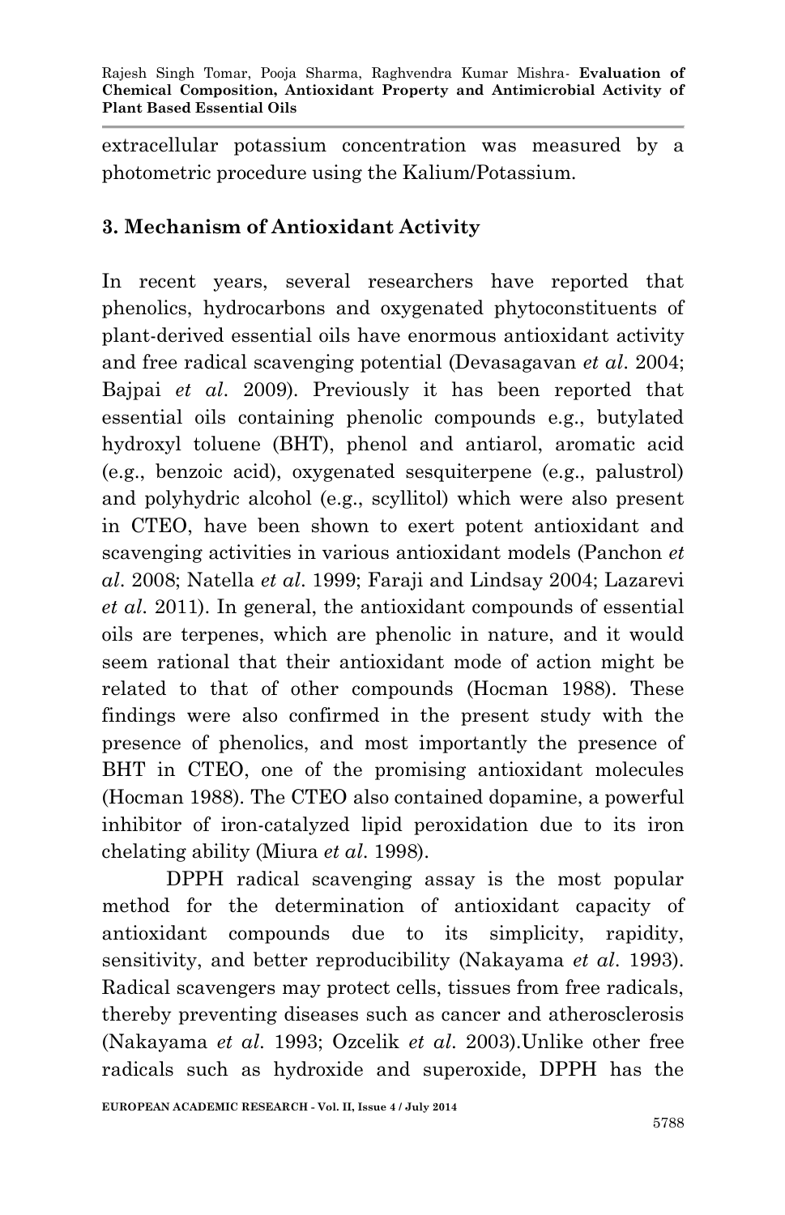extracellular potassium concentration was measured by a photometric procedure using the Kalium/Potassium.

## 3. Mechanism of Antioxidant Activity

In recent years, several researchers have reported that phenolics, hydrocarbons and oxygenated phytoconstituents of plant-derived essential oils have enormous antioxidant activity and free radical scavenging potential (Devasagavan *et al*. 2004; Bajpai *et al*. 2009). Previously it has been reported that essential oils containing phenolic compounds e.g., butylated hydroxyl toluene (BHT), phenol and antiarol, aromatic acid (e.g., benzoic acid), oxygenated sesquiterpene (e.g., palustrol) and polyhydric alcohol (e.g., scyllitol) which were also present in CTEO, have been shown to exert potent antioxidant and scavenging activities in various antioxidant models (Panchon *et al*. 2008; Natella *et al*. 1999; Faraji and Lindsay 2004; Lazarevi *et al*. 2011). In general, the antioxidant compounds of essential oils are terpenes, which are phenolic in nature, and it would seem rational that their antioxidant mode of action might be related to that of other compounds (Hocman 1988). These findings were also confirmed in the present study with the presence of phenolics, and most importantly the presence of BHT in CTEO, one of the promising antioxidant molecules (Hocman 1988). The CTEO also contained dopamine, a powerful inhibitor of iron-catalyzed lipid peroxidation due to its iron chelating ability (Miura *et al*. 1998).

DPPH radical scavenging assay is the most popular method for the determination of antioxidant capacity of antioxidant compounds due to its simplicity, rapidity, sensitivity, and better reproducibility (Nakayama *et al*. 1993). Radical scavengers may protect cells, tissues from free radicals, thereby preventing diseases such as cancer and atherosclerosis (Nakayama *et al*. 1993; Ozcelik *et al*. 2003).Unlike other free radicals such as hydroxide and superoxide, DPPH has the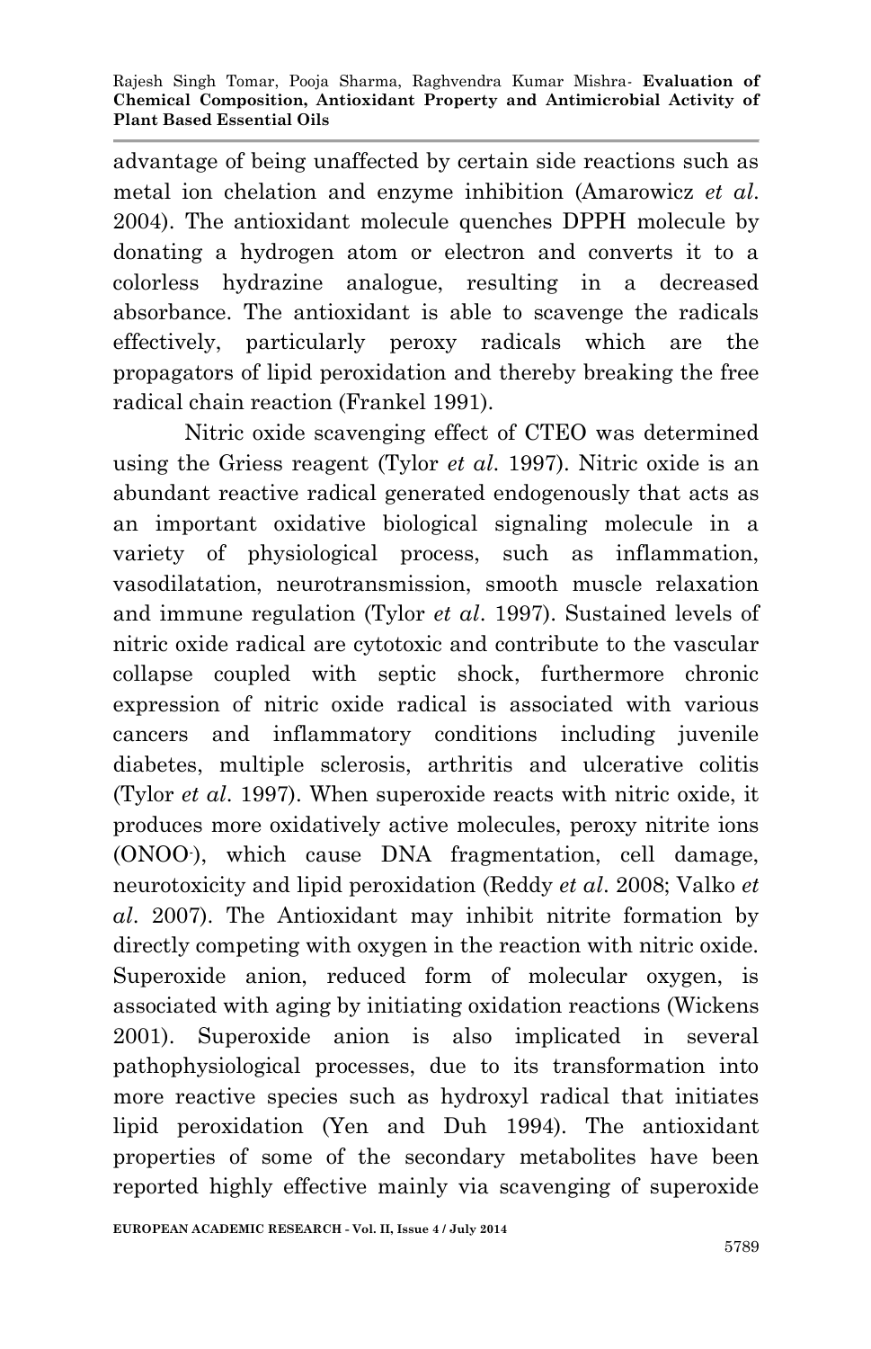advantage of being unaffected by certain side reactions such as metal ion chelation and enzyme inhibition (Amarowicz *et al*. 2004). The antioxidant molecule quenches DPPH molecule by donating a hydrogen atom or electron and converts it to a colorless hydrazine analogue, resulting in a decreased absorbance. The antioxidant is able to scavenge the radicals effectively, particularly peroxy radicals which are the propagators of lipid peroxidation and thereby breaking the free radical chain reaction (Frankel 1991).

Nitric oxide scavenging effect of CTEO was determined using the Griess reagent (Tylor *et al*. 1997). Nitric oxide is an abundant reactive radical generated endogenously that acts as an important oxidative biological signaling molecule in a variety of physiological process, such as inflammation, vasodilatation, neurotransmission, smooth muscle relaxation and immune regulation (Tylor *et al*. 1997). Sustained levels of nitric oxide radical are cytotoxic and contribute to the vascular collapse coupled with septic shock, furthermore chronic expression of nitric oxide radical is associated with various cancers and inflammatory conditions including juvenile diabetes, multiple sclerosis, arthritis and ulcerative colitis (Tylor *et al*. 1997). When superoxide reacts with nitric oxide, it produces more oxidatively active molecules, peroxy nitrite ions ($ONOO^-$), which cause DNA fragmentation, cell damage, neurotoxicity and lipid peroxidation (Reddy *et al*. 2008; Valko *et al*. 2007). The Antioxidant may inhibit nitrite formation by directly competing with oxygen in the reaction with nitric oxide. Superoxide anion, reduced form of molecular oxygen, is associated with aging by initiating oxidation reactions (Wickens 2001). Superoxide anion is also implicated in several pathophysiological processes, due to its transformation into more reactive species such as hydroxyl radical that initiates lipid peroxidation (Yen and Duh 1994). The antioxidant properties of some of the secondary metabolites have been reported highly effective mainly via scavenging of superoxide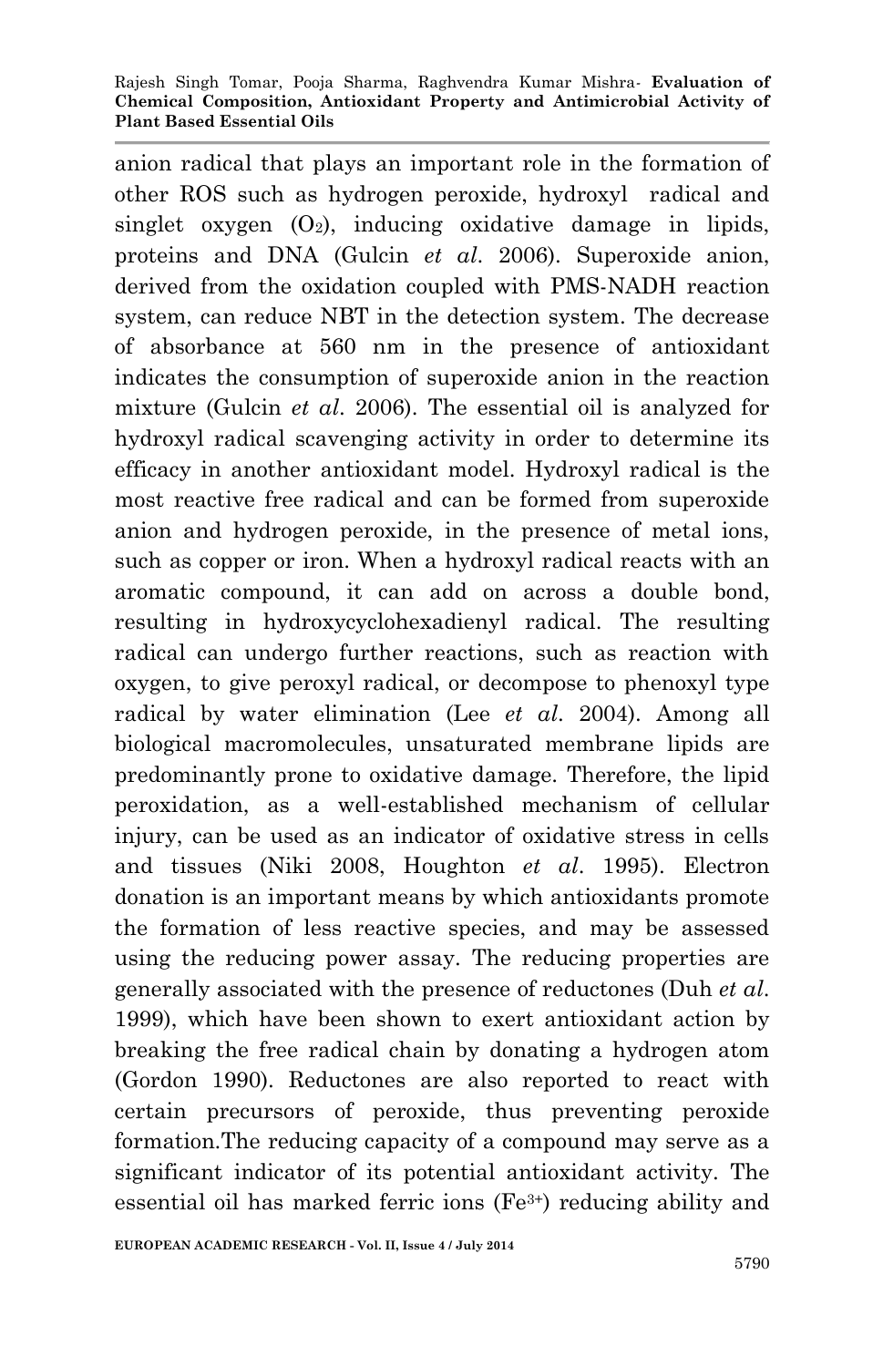anion radical that plays an important role in the formation of other ROS such as hydrogen peroxide, hydroxyl radical and singlet oxygen ($O_2$), inducing oxidative damage in lipids, proteins and DNA (Gulcin *et al.* 2006). Superoxide anion, derived from the oxidation coupled with PMS-NADH reaction system, can reduce NBT in the detection system. The decrease of absorbance at 560 nm in the presence of antioxidant indicates the consumption of superoxide anion in the reaction mixture (Gulcin *et al.* 2006). The essential oil is analyzed for hydroxyl radical scavenging activity in order to determine its efficacy in another antioxidant model. Hydroxyl radical is the most reactive free radical and can be formed from superoxide anion and hydrogen peroxide, in the presence of metal ions, such as copper or iron. When a hydroxyl radical reacts with an aromatic compound, it can add on across a double bond, resulting in hydroxycyclohexadienyl radical. The resulting radical can undergo further reactions, such as reaction with oxygen, to give peroxyl radical, or decompose to phenoxyl type radical by water elimination (Lee *et al.* 2004). Among all biological macromolecules, unsaturated membrane lipids are predominantly prone to oxidative damage. Therefore, the lipid peroxidation, as a well-established mechanism of cellular injury, can be used as an indicator of oxidative stress in cells and tissues (Niki 2008, Houghton *et al.* 1995). Electron donation is an important means by which antioxidants promote the formation of less reactive species, and may be assessed using the reducing power assay. The reducing properties are generally associated with the presence of reductones (Duh *et al.* 1999), which have been shown to exert antioxidant action by breaking the free radical chain by donating a hydrogen atom (Gordon 1990). Reductones are also reported to react with certain precursors of peroxide, thus preventing peroxide formation.The reducing capacity of a compound may serve as a significant indicator of its potential antioxidant activity. The essential oil has marked ferric ions ($Fe^{3+}$) reducing ability and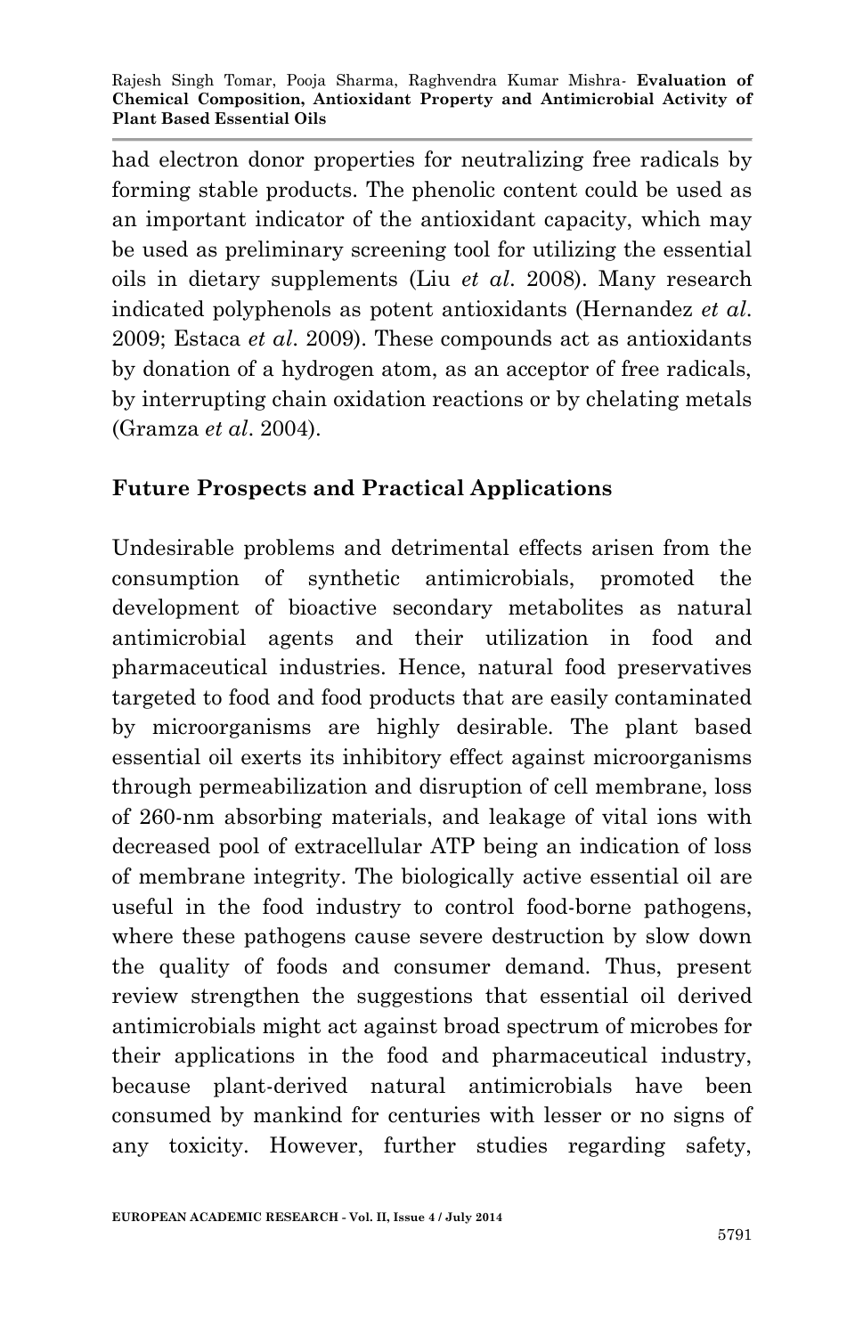had electron donor properties for neutralizing free radicals by forming stable products. The phenolic content could be used as an important indicator of the antioxidant capacity, which may be used as preliminary screening tool for utilizing the essential oils in dietary supplements (Liu *et al*. 2008). Many research indicated polyphenols as potent antioxidants (Hernandez *et al*. 2009; Estaca *et al*. 2009). These compounds act as antioxidants by donation of a hydrogen atom, as an acceptor of free radicals, by interrupting chain oxidation reactions or by chelating metals (Gramza *et al*. 2004).

## Future Prospects and Practical Applications

Undesirable problems and detrimental effects arisen from the consumption of synthetic antimicrobials, promoted the development of bioactive secondary metabolites as natural antimicrobial agents and their utilization in food and pharmaceutical industries. Hence, natural food preservatives targeted to food and food products that are easily contaminated by microorganisms are highly desirable. The plant based essential oil exerts its inhibitory effect against microorganisms through permeabilization and disruption of cell membrane, loss of 260-nm absorbing materials, and leakage of vital ions with decreased pool of extracellular ATP being an indication of loss of membrane integrity. The biologically active essential oil are useful in the food industry to control food-borne pathogens, where these pathogens cause severe destruction by slow down the quality of foods and consumer demand. Thus, present review strengthen the suggestions that essential oil derived antimicrobials might act against broad spectrum of microbes for their applications in the food and pharmaceutical industry, because plant-derived natural antimicrobials have been consumed by mankind for centuries with lesser or no signs of any toxicity. However, further studies regarding safety,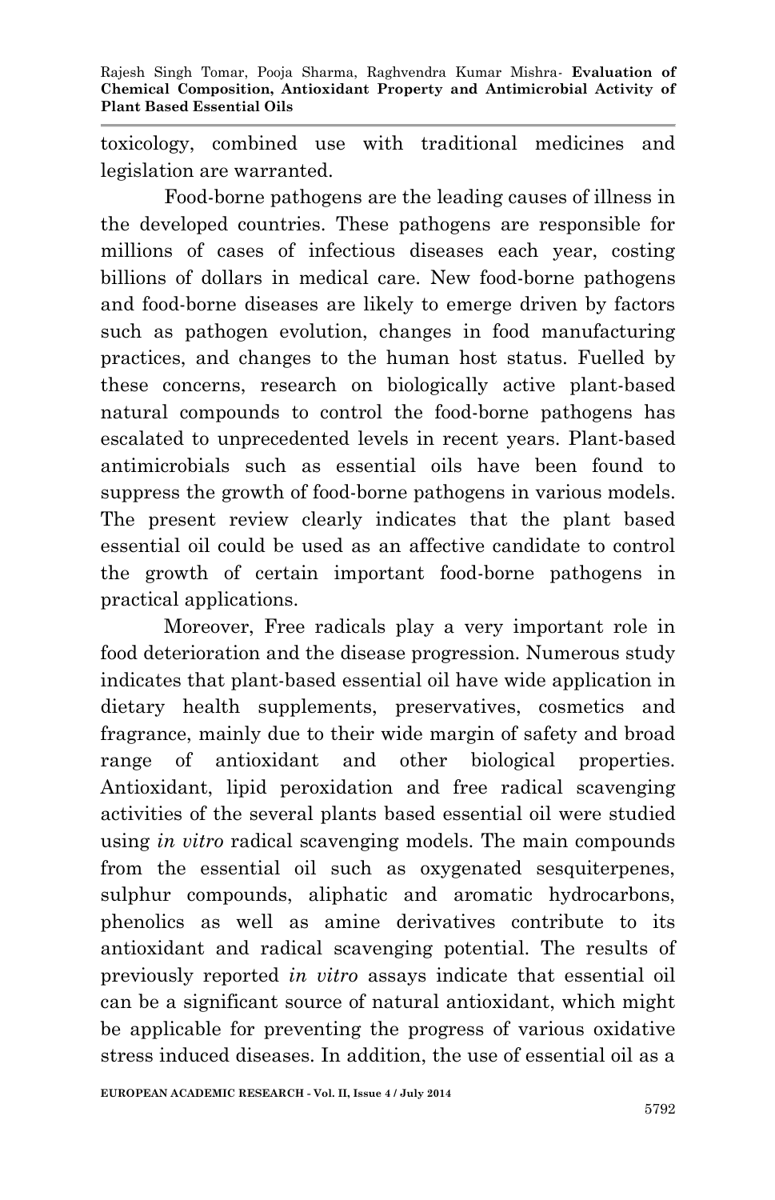toxicology, combined use with traditional medicines and legislation are warranted.

Food-borne pathogens are the leading causes of illness in the developed countries. These pathogens are responsible for millions of cases of infectious diseases each year, costing billions of dollars in medical care. New food-borne pathogens and food-borne diseases are likely to emerge driven by factors such as pathogen evolution, changes in food manufacturing practices, and changes to the human host status. Fuelled by these concerns, research on biologically active plant-based natural compounds to control the food-borne pathogens has escalated to unprecedented levels in recent years. Plant-based antimicrobials such as essential oils have been found to suppress the growth of food-borne pathogens in various models. The present review clearly indicates that the plant based essential oil could be used as an affective candidate to control the growth of certain important food-borne pathogens in practical applications.

Moreover, Free radicals play a very important role in food deterioration and the disease progression. Numerous study indicates that plant-based essential oil have wide application in dietary health supplements, preservatives, cosmetics and fragrance, mainly due to their wide margin of safety and broad range of antioxidant and other biological properties. Antioxidant, lipid peroxidation and free radical scavenging activities of the several plants based essential oil were studied using *in vitro* radical scavenging models. The main compounds from the essential oil such as oxygenated sesquiterpenes, sulphur compounds, aliphatic and aromatic hydrocarbons, phenolics as well as amine derivatives contribute to its antioxidant and radical scavenging potential. The results of previously reported *in vitro* assays indicate that essential oil can be a significant source of natural antioxidant, which might be applicable for preventing the progress of various oxidative stress induced diseases. In addition, the use of essential oil as a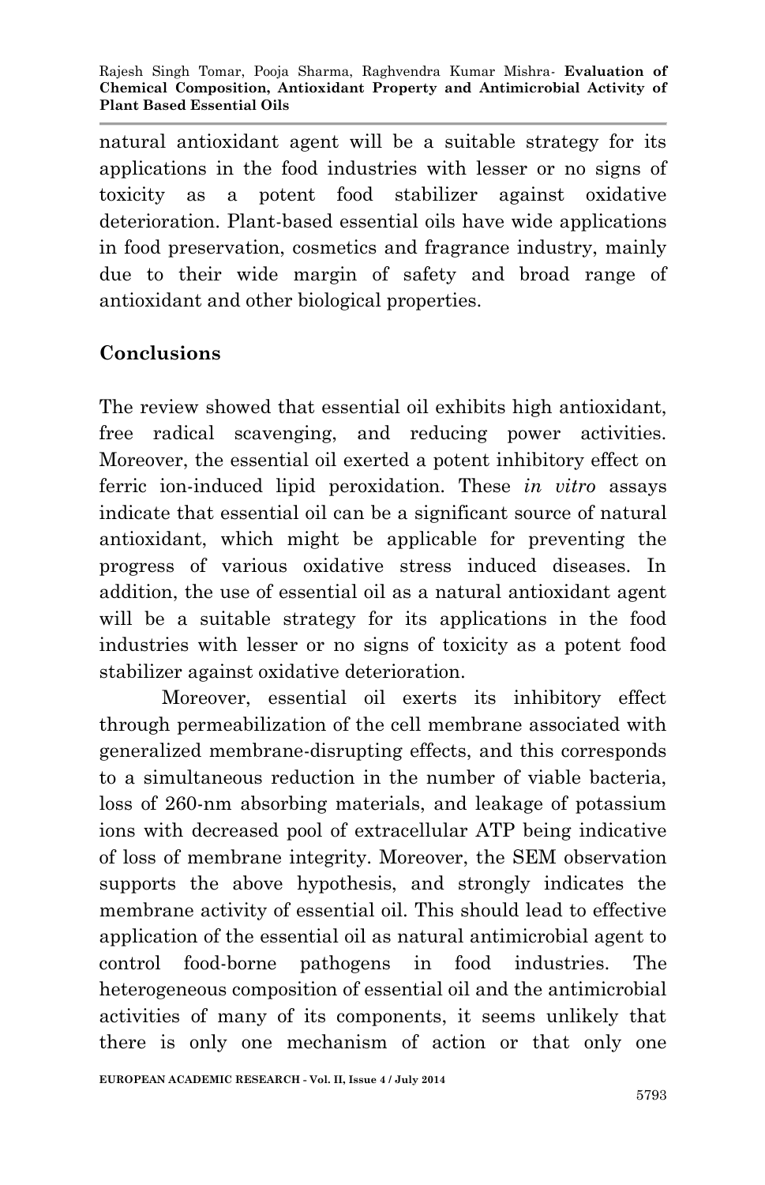natural antioxidant agent will be a suitable strategy for its applications in the food industries with lesser or no signs of toxicity as a potent food stabilizer against oxidative deterioration. Plant-based essential oils have wide applications in food preservation, cosmetics and fragrance industry, mainly due to their wide margin of safety and broad range of antioxidant and other biological properties.

## Conclusions

The review showed that essential oil exhibits high antioxidant, free radical scavenging, and reducing power activities. Moreover, the essential oil exerted a potent inhibitory effect on ferric ion-induced lipid peroxidation. These *in vitro* assays indicate that essential oil can be a significant source of natural antioxidant, which might be applicable for preventing the progress of various oxidative stress induced diseases. In addition, the use of essential oil as a natural antioxidant agent will be a suitable strategy for its applications in the food industries with lesser or no signs of toxicity as a potent food stabilizer against oxidative deterioration.

Moreover, essential oil exerts its inhibitory effect through permeabilization of the cell membrane associated with generalized membrane-disrupting effects, and this corresponds to a simultaneous reduction in the number of viable bacteria, loss of 260-nm absorbing materials, and leakage of potassium ions with decreased pool of extracellular ATP being indicative of loss of membrane integrity. Moreover, the SEM observation supports the above hypothesis, and strongly indicates the membrane activity of essential oil. This should lead to effective application of the essential oil as natural antimicrobial agent to control food-borne pathogens in food industries. The heterogeneous composition of essential oil and the antimicrobial activities of many of its components, it seems unlikely that there is only one mechanism of action or that only one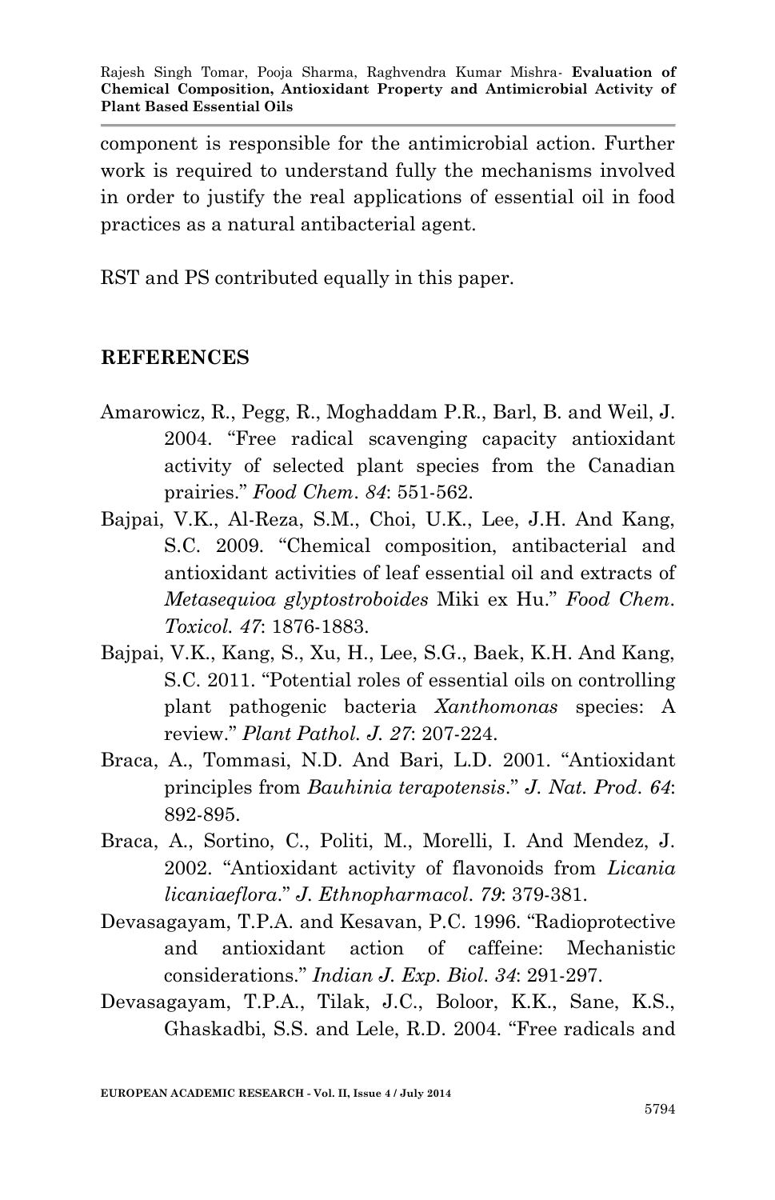component is responsible for the antimicrobial action. Further work is required to understand fully the mechanisms involved in order to justify the real applications of essential oil in food practices as a natural antibacterial agent.

RST and PS contributed equally in this paper.

## REFERENCES

Amarowicz, R., Pegg, R., Moghaddam P.R., Barl, B. and Weil, J. 2004. "Free radical scavenging capacity antioxidant activity of selected plant species from the Canadian prairies." *Food Chem*. *84*: 551-562.

Bajpai, V.K., Al-Reza, S.M., Choi, U.K., Lee, J.H. And Kang, S.C. 2009. "Chemical composition, antibacterial and antioxidant activities of leaf essential oil and extracts of *Metasequioa glyptostroboides* Miki ex Hu." *Food Chem. Toxicol. 47*: 1876-1883.

Bajpai, V.K., Kang, S., Xu, H., Lee, S.G., Baek, K.H. And Kang, S.C. 2011. "Potential roles of essential oils on controlling plant pathogenic bacteria *Xanthomonas* species: A review." *Plant Pathol. J. 27*: 207-224.

Braca, A., Tommasi, N.D. And Bari, L.D. 2001. "Antioxidant principles from *Bauhinia terapotensis*." *J. Nat. Prod*. *64*: 892-895.

Braca, A., Sortino, C., Politi, M., Morelli, I. And Mendez, J. 2002. "Antioxidant activity of flavonoids from *Licania licaniaeflora*." *J. Ethnopharmacol*. *79*: 379-381.

Devasagayam, T.P.A. and Kesavan, P.C. 1996. "Radioprotective and antioxidant action of caffeine: Mechanistic considerations." *Indian J. Exp. Biol*. *34*: 291-297.

Devasagayam, T.P.A., Tilak, J.C., Boloor, K.K., Sane, K.S., Ghaskadbi, S.S. and Lele, R.D. 2004. "Free radicals and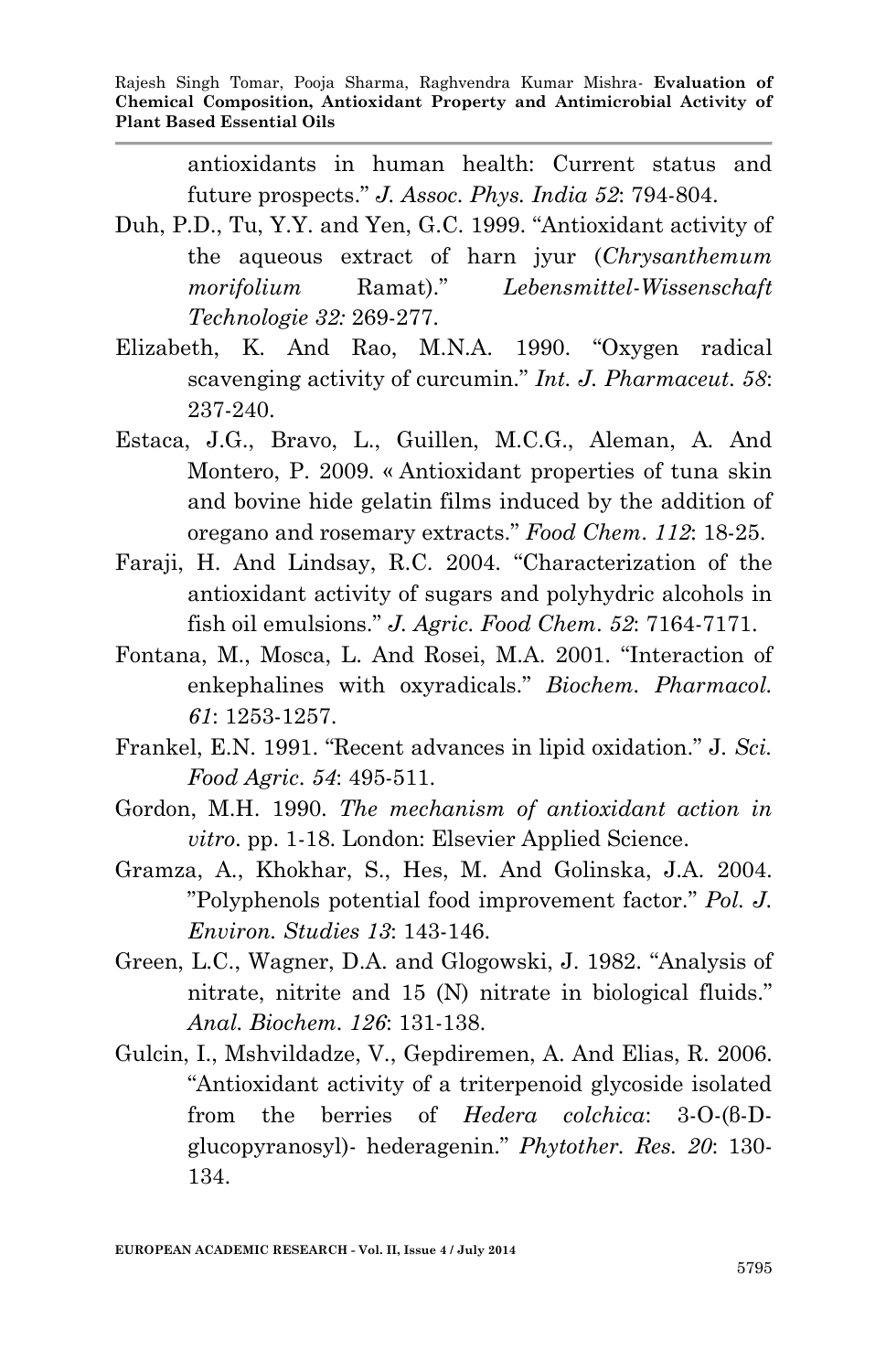antioxidants in human health: Current status and future prospects." *J. Assoc. Phys. India 52*: 794-804.

Duh, P.D., Tu, Y.Y. and Yen, G.C. 1999. "Antioxidant activity of the aqueous extract of harn jyur (*Chrysanthemum morifolium* Ramat)." *Lebensmittel-Wissenschaft Technologie 32:* 269-277.

Elizabeth, K. And Rao, M.N.A. 1990. "Oxygen radical scavenging activity of curcumin." *Int. J. Pharmaceut. 58*: 237-240.

Estaca, J.G., Bravo, L., Guillen, M.C.G., Aleman, A. And Montero, P. 2009. « Antioxidant properties of tuna skin and bovine hide gelatin films induced by the addition of oregano and rosemary extracts." *Food Chem. 112*: 18-25.

Faraji, H. And Lindsay, R.C. 2004. "Characterization of the antioxidant activity of sugars and polyhydric alcohols in fish oil emulsions." *J. Agric. Food Chem. 52*: 7164-7171.

Fontana, M., Mosca, L. And Rosei, M.A. 2001. "Interaction of enkephalines with oxyradicals." *Biochem. Pharmacol. 61*: 1253-1257.

Frankel, E.N. 1991. "Recent advances in lipid oxidation." J. *Sci. Food Agric. 54*: 495-511.

Gordon, M.H. 1990. *The mechanism of antioxidant action in vitro*. pp. 1-18. London: Elsevier Applied Science.

Gramza, A., Khokhar, S., Hes, M. And Golinska, J.A. 2004. "Polyphenols potential food improvement factor." *Pol. J. Environ. Studies 13*: 143-146.

Green, L.C., Wagner, D.A. and Glogowski, J. 1982. "Analysis of nitrate, nitrite and 15 (N) nitrate in biological fluids." *Anal. Biochem. 126*: 131-138.

Gulcin, I., Mshvildadze, V., Gepdiremen, A. And Elias, R. 2006. "Antioxidant activity of a triterpenoid glycoside isolated from the berries of *Hedera colchica*: 3-O-(β-D-glucopyranosyl)- hederagenin." *Phytother. Res. 20*: 130-134.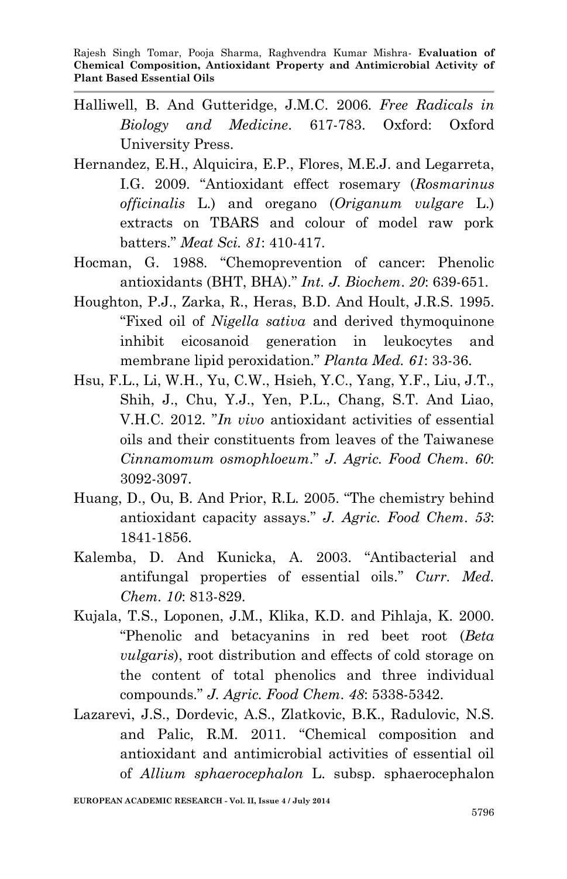Halliwell, B. And Gutteridge, J.M.C. 2006. *Free Radicals in Biology and Medicine*. 617-783. Oxford: Oxford University Press.

Hernandez, E.H., Alquicira, E.P., Flores, M.E.J. and Legarreta, I.G. 2009. "Antioxidant effect rosemary (*Rosmarinus officinalis* L.) and oregano (*Origanum vulgare* L.) extracts on TBARS and colour of model raw pork batters." *Meat Sci. 81*: 410-417.

Hocman, G. 1988. "Chemoprevention of cancer: Phenolic antioxidants (BHT, BHA)." *Int. J. Biochem*. *20*: 639-651.

Houghton, P.J., Zarka, R., Heras, B.D. And Hoult, J.R.S. 1995. "Fixed oil of *Nigella sativa* and derived thymoquinone inhibit eicosanoid generation in leukocytes and membrane lipid peroxidation." *Planta Med. 61*: 33-36.

Hsu, F.L., Li, W.H., Yu, C.W., Hsieh, Y.C., Yang, Y.F., Liu, J.T., Shih, J., Chu, Y.J., Yen, P.L., Chang, S.T. And Liao, V.H.C. 2012. "*In vivo* antioxidant activities of essential oils and their constituents from leaves of the Taiwanese *Cinnamomum osmophloeum*." *J. Agric. Food Chem*. *60*: 3092-3097.

Huang, D., Ou, B. And Prior, R.L. 2005. "The chemistry behind antioxidant capacity assays." *J. Agric. Food Chem*. *53*: 1841-1856.

Kalemba, D. And Kunicka, A. 2003. "Antibacterial and antifungal properties of essential oils." *Curr. Med. Chem*. *10*: 813-829.

Kujala, T.S., Loponen, J.M., Klika, K.D. and Pihlaja, K. 2000. "Phenolic and betacyanins in red beet root (*Beta vulgaris*), root distribution and effects of cold storage on the content of total phenolics and three individual compounds." *J. Agric. Food Chem*. *48*: 5338-5342.

Lazarevi, J.S., Dordevic, A.S., Zlatkovic, B.K., Radulovic, N.S. and Palic, R.M. 2011. "Chemical composition and antioxidant and antimicrobial activities of essential oil of *Allium sphaerocephalon* L. subsp. sphaerocephalon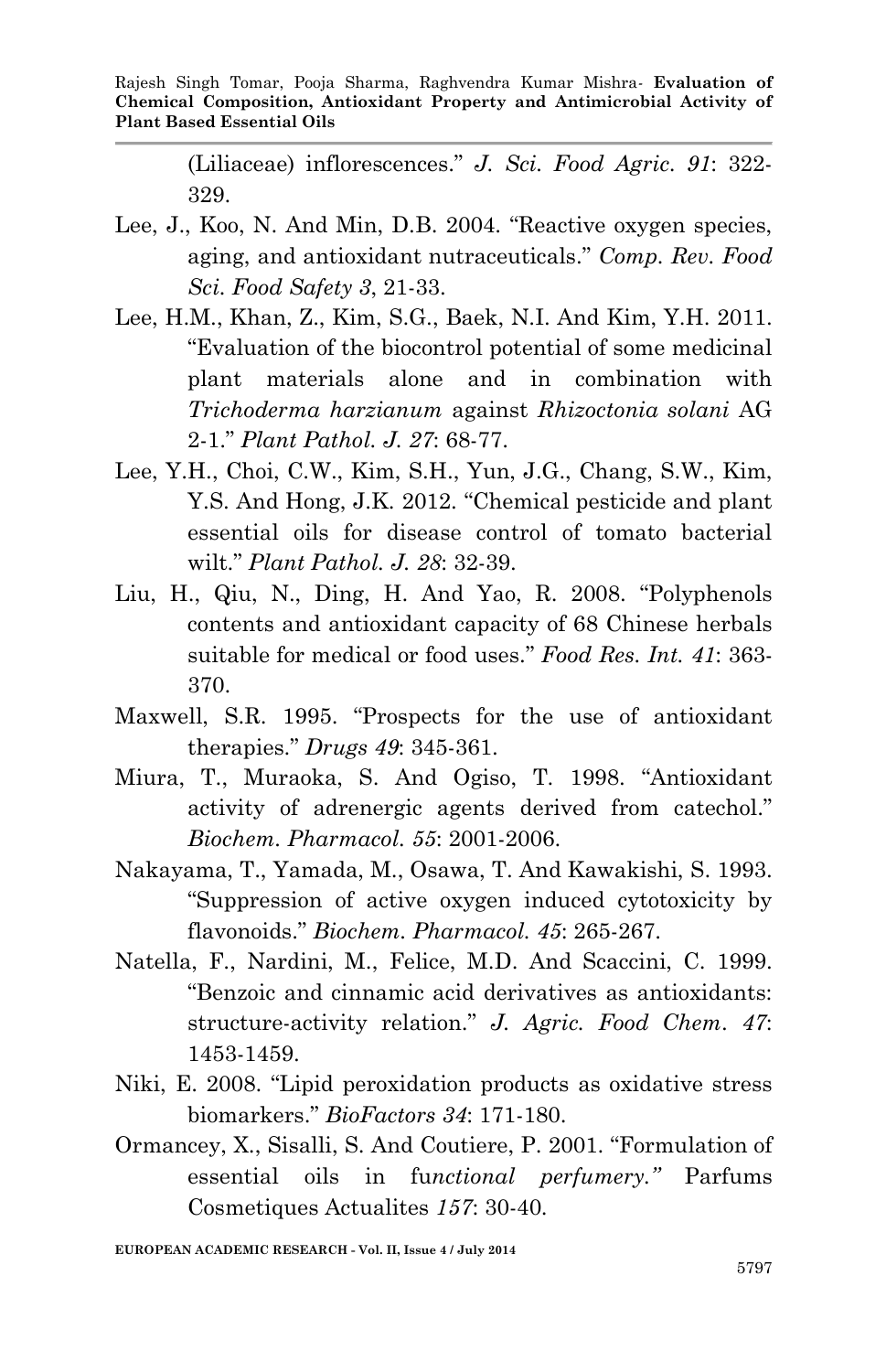(Liliaceae) inflorescences." *J. Sci. Food Agric. 91*: 322-329.

Lee, J., Koo, N. And Min, D.B. 2004. "Reactive oxygen species, aging, and antioxidant nutraceuticals." *Comp. Rev. Food Sci. Food Safety 3*, 21-33.

Lee, H.M., Khan, Z., Kim, S.G., Baek, N.I. And Kim, Y.H. 2011. "Evaluation of the biocontrol potential of some medicinal plant materials alone and in combination with *Trichoderma harzianum* against *Rhizoctonia solani* AG 2-1." *Plant Pathol. J. 27*: 68-77.

Lee, Y.H., Choi, C.W., Kim, S.H., Yun, J.G., Chang, S.W., Kim, Y.S. And Hong, J.K. 2012. "Chemical pesticide and plant essential oils for disease control of tomato bacterial wilt." *Plant Pathol. J. 28*: 32-39.

Liu, H., Qiu, N., Ding, H. And Yao, R. 2008. "Polyphenols contents and antioxidant capacity of 68 Chinese herbals suitable for medical or food uses." *Food Res. Int. 41*: 363-370.

Maxwell, S.R. 1995. "Prospects for the use of antioxidant therapies." *Drugs 49*: 345-361.

Miura, T., Muraoka, S. And Ogiso, T. 1998. "Antioxidant activity of adrenergic agents derived from catechol." *Biochem. Pharmacol. 55*: 2001-2006.

Nakayama, T., Yamada, M., Osawa, T. And Kawakishi, S. 1993. "Suppression of active oxygen induced cytotoxicity by flavonoids." *Biochem. Pharmacol. 45*: 265-267.

Natella, F., Nardini, M., Felice, M.D. And Scaccini, C. 1999. "Benzoic and cinnamic acid derivatives as antioxidants: structure-activity relation." *J. Agric. Food Chem. 47*: 1453-1459.

Niki, E. 2008. "Lipid peroxidation products as oxidative stress biomarkers." *BioFactors 34*: 171-180.

Ormancey, X., Sisalli, S. And Coutiere, P. 2001. "Formulation of essential oils in fu*nctional perfumery."* Parfums Cosmetiques Actualites *157*: 30-40.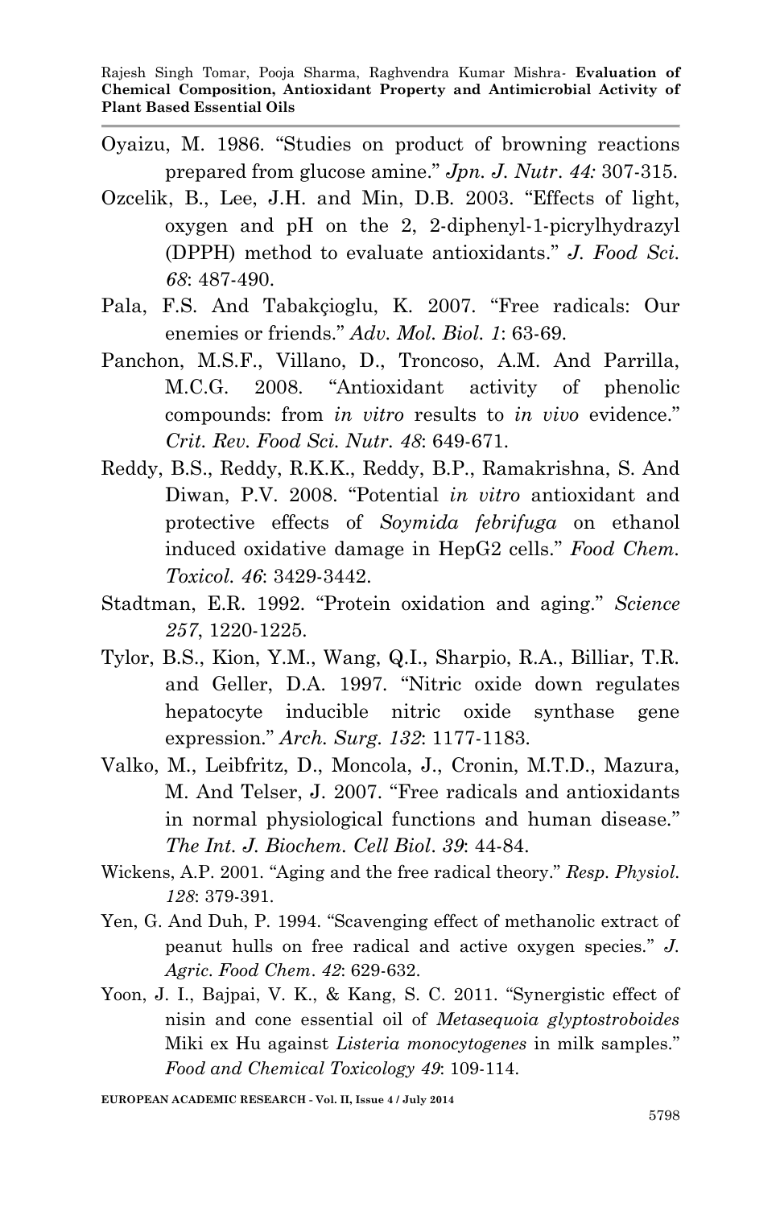Oyaizu, M. 1986. "Studies on product of browning reactions prepared from glucose amine." *Jpn. J. Nutr. 44:* 307-315.

Ozcelik, B., Lee, J.H. and Min, D.B. 2003. "Effects of light, oxygen and pH on the 2, 2-diphenyl-1-picrylhydrazyl (DPPH) method to evaluate antioxidants." *J. Food Sci. 68*: 487-490.

Pala, F.S. And Tabakçioglu, K. 2007. "Free radicals: Our enemies or friends." *Adv. Mol. Biol. 1*: 63-69.

Panchon, M.S.F., Villano, D., Troncoso, A.M. And Parrilla, M.C.G. 2008. "Antioxidant activity of phenolic compounds: from *in vitro* results to *in vivo* evidence." *Crit. Rev. Food Sci. Nutr. 48*: 649-671.

Reddy, B.S., Reddy, R.K.K., Reddy, B.P., Ramakrishna, S. And Diwan, P.V. 2008. "Potential *in vitro* antioxidant and protective effects of *Soymida febrifuga* on ethanol induced oxidative damage in HepG2 cells." *Food Chem. Toxicol. 46*: 3429-3442.

Stadtman, E.R. 1992. "Protein oxidation and aging." *Science 257*, 1220-1225.

Tylor, B.S., Kion, Y.M., Wang, Q.I., Sharpio, R.A., Billiar, T.R. and Geller, D.A. 1997. "Nitric oxide down regulates hepatocyte inducible nitric oxide synthase gene expression." *Arch. Surg. 132*: 1177-1183.

Valko, M., Leibfritz, D., Moncola, J., Cronin, M.T.D., Mazura, M. And Telser, J. 2007. "Free radicals and antioxidants in normal physiological functions and human disease." *The Int. J. Biochem. Cell Biol. 39*: 44-84.

Wickens, A.P. 2001. "Aging and the free radical theory." *Resp. Physiol. 128*: 379-391.

Yen, G. And Duh, P. 1994. "Scavenging effect of methanolic extract of peanut hulls on free radical and active oxygen species." *J. Agric. Food Chem. 42*: 629-632.

Yoon, J. I., Bajpai, V. K., & Kang, S. C. 2011. "Synergistic effect of nisin and cone essential oil of *Metasequoia glyptostroboides* Miki ex Hu against *Listeria monocytogenes* in milk samples." *Food and Chemical Toxicology 49*: 109-114.